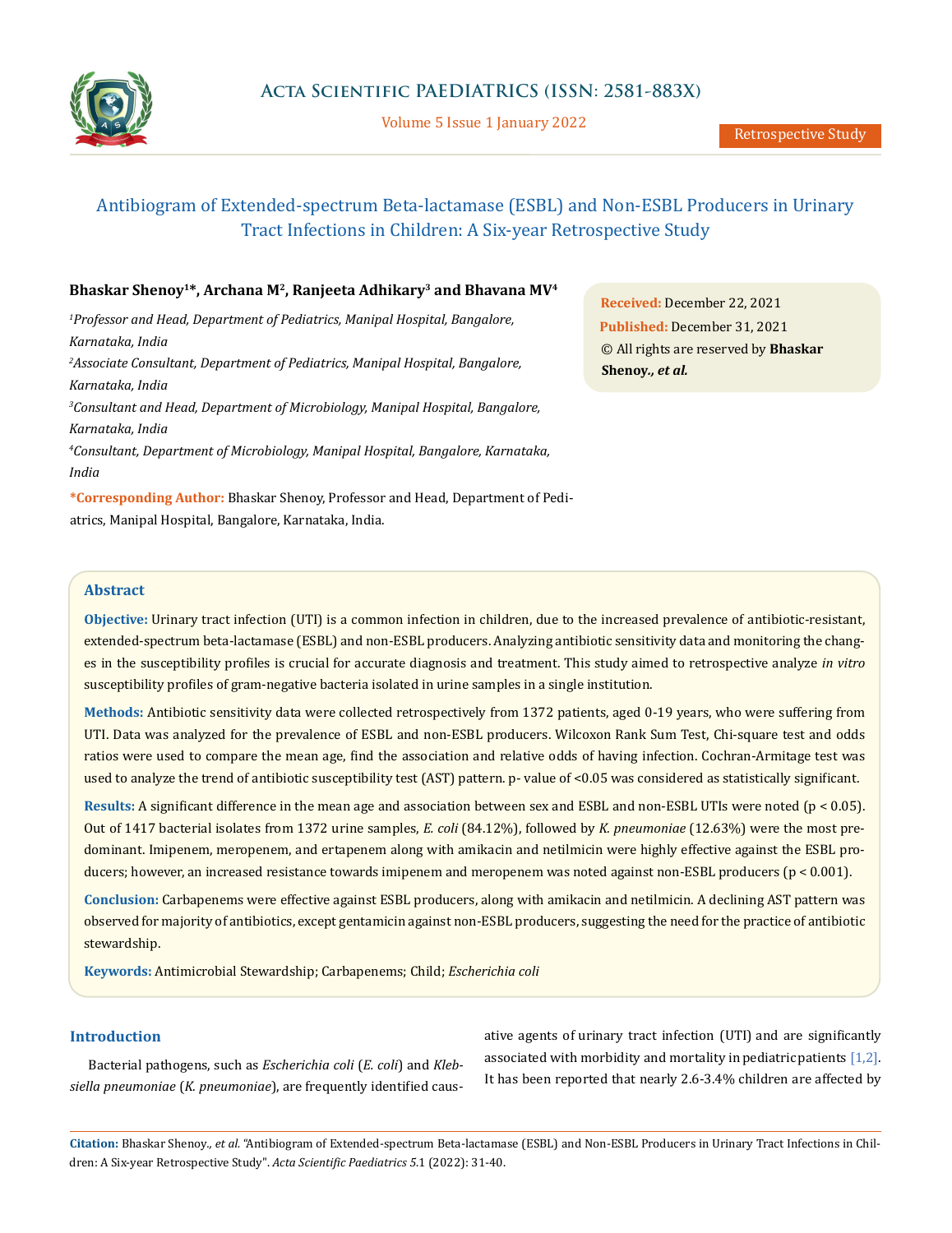Retrospective Study

# Antibiogram of Extended-spectrum Beta-lactamase (ESBL) and Non-ESBL Producers in Urinary Tract Infections in Children: A Six-year Retrospective Study

**Bhaskar Shenoy[1]\*, Archana M[2], Ranjeeta Adhikary[3] and Bhavana MV[4]**

*[1]Professor and Head, Department of Pediatrics, Manipal Hospital, Bangalore, Karnataka, India*

*[2]Associate Consultant, Department of Pediatrics, Manipal Hospital, Bangalore, Karnataka, India*

*[3]Consultant and Head, Department of Microbiology, Manipal Hospital, Bangalore, Karnataka, India*

*[4]Consultant, Department of Microbiology, Manipal Hospital, Bangalore, Karnataka, India*

**\*Corresponding Author:** Bhaskar Shenoy, Professor and Head, Department of Pediatrics, Manipal Hospital, Bangalore, Karnataka, India.

**Received:** December 22, 2021
**Published:** December 31, 2021
© All rights are reserved by **Bhaskar Shenoy*., et al.***

## Abstract

**Objective:** Urinary tract infection (UTI) is a common infection in children, due to the increased prevalence of antibiotic-resistant, extended-spectrum beta-lactamase (ESBL) and non-ESBL producers. Analyzing antibiotic sensitivity data and monitoring the changes in the susceptibility profiles is crucial for accurate diagnosis and treatment. This study aimed to retrospective analyze *in vitro* susceptibility profiles of gram-negative bacteria isolated in urine samples in a single institution.

**Methods:** Antibiotic sensitivity data were collected retrospectively from 1372 patients, aged 0-19 years, who were suffering from UTI. Data was analyzed for the prevalence of ESBL and non-ESBL producers. Wilcoxon Rank Sum Test, Chi-square test and odds ratios were used to compare the mean age, find the association and relative odds of having infection. Cochran-Armitage test was used to analyze the trend of antibiotic susceptibility test (AST) pattern. p- value of <0.05 was considered as statistically significant.

**Results:** A significant difference in the mean age and association between sex and ESBL and non-ESBL UTIs were noted ($p < 0.05$). Out of 1417 bacterial isolates from 1372 urine samples, *E. coli* (84.12%), followed by *K. pneumoniae* (12.63%) were the most predominant. Imipenem, meropenem, and ertapenem along with amikacin and netilmicin were highly effective against the ESBL producers; however, an increased resistance towards imipenem and meropenem was noted against non-ESBL producers ($p < 0.001$).

**Conclusion:** Carbapenems were effective against ESBL producers, along with amikacin and netilmicin. A declining AST pattern was observed for majority of antibiotics, except gentamicin against non-ESBL producers, suggesting the need for the practice of antibiotic stewardship.

**Keywords:** Antimicrobial Stewardship; Carbapenems; Child; *Escherichia coli*

## Introduction

Bacterial pathogens, such as *Escherichia coli* (*E. coli*) and *Klebsiella pneumoniae* (*K. pneumoniae*), are frequently identified causative agents of urinary tract infection (UTI) and are significantly associated with morbidity and mortality in pediatric patients [1,2]. It has been reported that nearly 2.6-3.4% children are affected by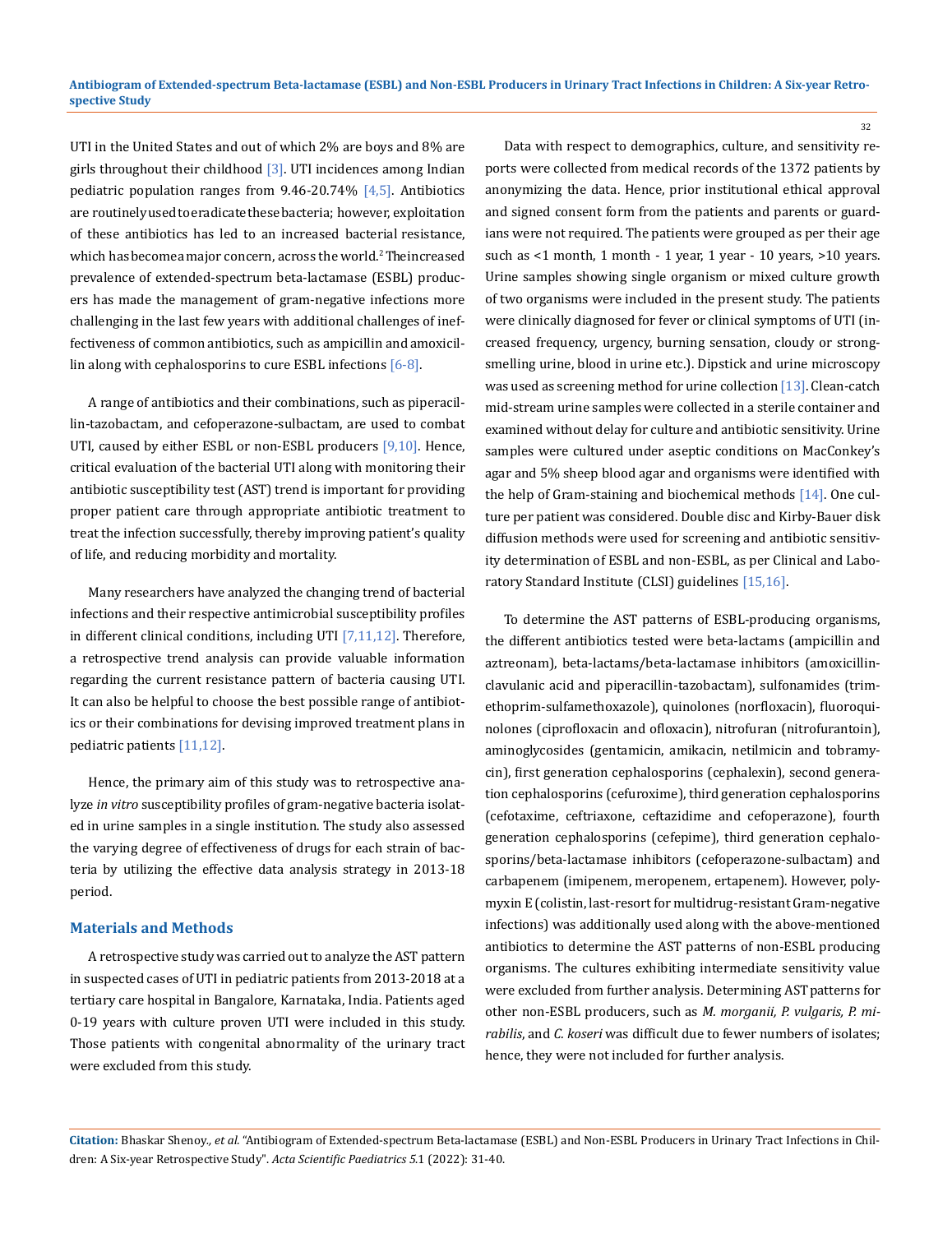UTI in the United States and out of which 2% are boys and 8% are girls throughout their childhood [3]. UTI incidences among Indian pediatric population ranges from 9.46-20.74% [4,5]. Antibiotics are routinely used to eradicate these bacteria; however, exploitation of these antibiotics has led to an increased bacterial resistance, which has become a major concern, across the world.[2] The increased prevalence of extended-spectrum beta-lactamase (ESBL) producers has made the management of gram-negative infections more challenging in the last few years with additional challenges of ineffectiveness of common antibiotics, such as ampicillin and amoxicillin along with cephalosporins to cure ESBL infections [6-8].

A range of antibiotics and their combinations, such as piperacillin-tazobactam, and cefoperazone-sulbactam, are used to combat UTI, caused by either ESBL or non-ESBL producers [9,10]. Hence, critical evaluation of the bacterial UTI along with monitoring their antibiotic susceptibility test (AST) trend is important for providing proper patient care through appropriate antibiotic treatment to treat the infection successfully, thereby improving patient's quality of life, and reducing morbidity and mortality.

Many researchers have analyzed the changing trend of bacterial infections and their respective antimicrobial susceptibility profiles in different clinical conditions, including UTI [7,11,12]. Therefore, a retrospective trend analysis can provide valuable information regarding the current resistance pattern of bacteria causing UTI. It can also be helpful to choose the best possible range of antibiotics or their combinations for devising improved treatment plans in pediatric patients [11,12].

Hence, the primary aim of this study was to retrospective analyze *in vitro* susceptibility profiles of gram-negative bacteria isolated in urine samples in a single institution. The study also assessed the varying degree of effectiveness of drugs for each strain of bacteria by utilizing the effective data analysis strategy in 2013-18 period.

## Materials and Methods

A retrospective study was carried out to analyze the AST pattern in suspected cases of UTI in pediatric patients from 2013-2018 at a tertiary care hospital in Bangalore, Karnataka, India. Patients aged 0-19 years with culture proven UTI were included in this study. Those patients with congenital abnormality of the urinary tract were excluded from this study.

Data with respect to demographics, culture, and sensitivity reports were collected from medical records of the 1372 patients by anonymizing the data. Hence, prior institutional ethical approval and signed consent form from the patients and parents or guardians were not required. The patients were grouped as per their age such as <1 month, 1 month - 1 year, 1 year - 10 years, >10 years. Urine samples showing single organism or mixed culture growth of two organisms were included in the present study. The patients were clinically diagnosed for fever or clinical symptoms of UTI (increased frequency, urgency, burning sensation, cloudy or strong-smelling urine, blood in urine etc.). Dipstick and urine microscopy was used as screening method for urine collection [13]. Clean-catch mid-stream urine samples were collected in a sterile container and examined without delay for culture and antibiotic sensitivity. Urine samples were cultured under aseptic conditions on MacConkey's agar and 5% sheep blood agar and organisms were identified with the help of Gram-staining and biochemical methods [14]. One culture per patient was considered. Double disc and Kirby-Bauer disk diffusion methods were used for screening and antibiotic sensitivity determination of ESBL and non-ESBL, as per Clinical and Laboratory Standard Institute (CLSI) guidelines [15,16].

To determine the AST patterns of ESBL-producing organisms, the different antibiotics tested were beta-lactams (ampicillin and aztreonam), beta-lactams/beta-lactamase inhibitors (amoxicillin-clavulanic acid and piperacillin-tazobactam), sulfonamides (trimethoprim-sulfamethoxazole), quinolones (norfloxacin), fluoroquinolones (ciprofloxacin and ofloxacin), nitrofuran (nitrofurantoin), aminoglycosides (gentamicin, amikacin, netilmicin and tobramycin), first generation cephalosporins (cephalexin), second generation cephalosporins (cefuroxime), third generation cephalosporins (cefotaxime, ceftriaxone, ceftazidime and cefoperazone), fourth generation cephalosporins (cefepime), third generation cephalosporins/beta-lactamase inhibitors (cefoperazone-sulbactam) and carbapenem (imipenem, meropenem, ertapenem). However, polymyxin E (colistin, last-resort for multidrug-resistant Gram-negative infections) was additionally used along with the above-mentioned antibiotics to determine the AST patterns of non-ESBL producing organisms. The cultures exhibiting intermediate sensitivity value were excluded from further analysis. Determining AST patterns for other non-ESBL producers, such as *M. morganii, P. vulgaris, P. mirabilis*, and *C. koseri* was difficult due to fewer numbers of isolates; hence, they were not included for further analysis.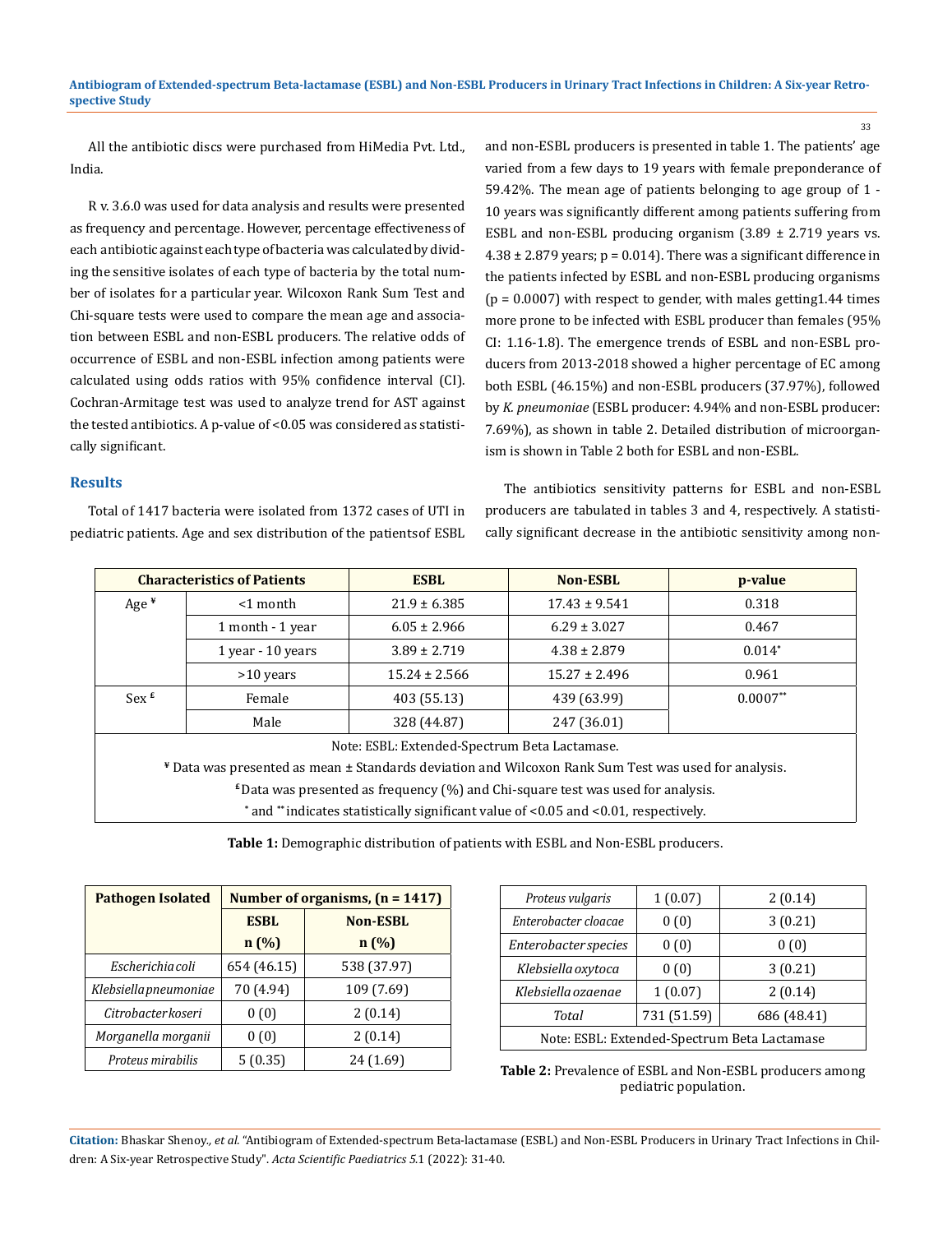All the antibiotic discs were purchased from HiMedia Pvt. Ltd., India.

R v. 3.6.0 was used for data analysis and results were presented as frequency and percentage. However, percentage effectiveness of each antibiotic against each type of bacteria was calculated by dividing the sensitive isolates of each type of bacteria by the total number of isolates for a particular year. Wilcoxon Rank Sum Test and Chi-square tests were used to compare the mean age and association between ESBL and non-ESBL producers. The relative odds of occurrence of ESBL and non-ESBL infection among patients were calculated using odds ratios with 95% confidence interval (CI). Cochran-Armitage test was used to analyze trend for AST against the tested antibiotics. A p-value of <0.05 was considered as statistically significant.

## Results

Total of 1417 bacteria were isolated from 1372 cases of UTI in pediatric patients. Age and sex distribution of the patientsof ESBL and non-ESBL producers is presented in table 1. The patients' age varied from a few days to 19 years with female preponderance of 59.42%. The mean age of patients belonging to age group of 1 - 10 years was significantly different among patients suffering from ESBL and non-ESBL producing organism (3.89 ± 2.719 years vs. 4.38 ± 2.879 years; p = 0.014). There was a significant difference in the patients infected by ESBL and non-ESBL producing organisms (p = 0.0007) with respect to gender, with males getting1.44 times more prone to be infected with ESBL producer than females (95% CI: 1.16-1.8). The emergence trends of ESBL and non-ESBL producers from 2013-2018 showed a higher percentage of EC among both ESBL (46.15%) and non-ESBL producers (37.97%), followed by *K. pneumoniae* (ESBL producer: 4.94% and non-ESBL producer: 7.69%), as shown in table 2. Detailed distribution of microorganism is shown in Table 2 both for ESBL and non-ESBL.

The antibiotics sensitivity patterns for ESBL and non-ESBL producers are tabulated in tables 3 and 4, respectively. A statistically significant decrease in the antibiotic sensitivity among non-

| Characteristics of Patients | | ESBL | Non-ESBL | p-value |
|---|---|---|---|---|
| Age ¥ | <1 month | 21.9 ± 6.385 | 17.43 ± 9.541 | 0.318 |
| | 1 month - 1 year | 6.05 ± 2.966 | 6.29 ± 3.027 | 0.467 |
| | 1 year - 10 years | 3.89 ± 2.719 | 4.38 ± 2.879 | 0.014* |
| | >10 years | 15.24 ± 2.566 | 15.27 ± 2.496 | 0.961 |
| Sex £ | Female | 403 (55.13) | 439 (63.99) | 0.0007** |
| | Male | 328 (44.87) | 247 (36.01) | |

Note: ESBL: Extended-Spectrum Beta Lactamase.
¥ Data was presented as mean ± Standards deviation and Wilcoxon Rank Sum Test was used for analysis.
£ Data was presented as frequency (%) and Chi-square test was used for analysis.
* and ** indicates statistically significant value of <0.05 and <0.01, respectively.

**Table 1:** Demographic distribution of patients with ESBL and Non-ESBL producers.

| Pathogen Isolated | Number of organisms, (n = 1417) | |
|---|---|---|
| | ESBL n (%) | Non-ESBL n (%) |
| *Escherichia coli* | 654 (46.15) | 538 (37.97) |
| *Klebsiella pneumoniae* | 70 (4.94) | 109 (7.69) |
| *Citrobacter koseri* | 0 (0) | 2 (0.14) |
| *Morganella morganii* | 0 (0) | 2 (0.14) |
| *Proteus mirabilis* | 5 (0.35) | 24 (1.69) |
| *Proteus vulgaris* | 1 (0.07) | 2 (0.14) |
| *Enterobacter cloacae* | 0 (0) | 3 (0.21) |
| *Enterobacter species* | 0 (0) | 0 (0) |
| *Klebsiella oxytoca* | 0 (0) | 3 (0.21) |
| *Klebsiella ozaenae* | 1 (0.07) | 2 (0.14) |
| *Total* | 731 (51.59) | 686 (48.41) |

Note: ESBL: Extended-Spectrum Beta Lactamase

**Table 2:** Prevalence of ESBL and Non-ESBL producers among pediatric population.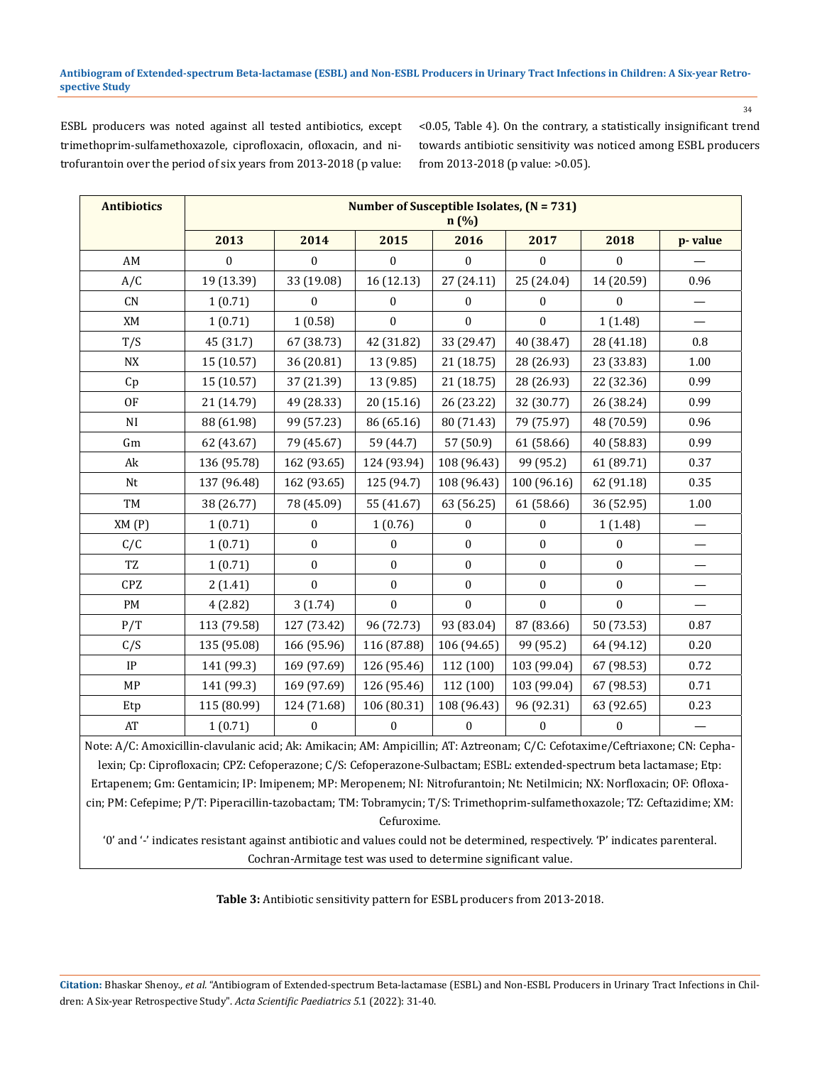ESBL producers was noted against all tested antibiotics, except trimethoprim-sulfamethoxazole, ciprofloxacin, ofloxacin, and nitrofurantoin over the period of six years from 2013-2018 (p value: <0.05, Table 4). On the contrary, a statistically insignificant trend towards antibiotic sensitivity was noticed among ESBL producers from 2013-2018 (p value: >0.05).

| Antibiotics | Number of Susceptible Isolates, (N = 731) n (%) | | | | | | |
|---|---|---|---|---|---|---|---|
| | 2013 | 2014 | 2015 | 2016 | 2017 | 2018 | p- value |
| AM | 0 | 0 | 0 | 0 | 0 | 0 | — |
| A/C | 19 (13.39) | 33 (19.08) | 16 (12.13) | 27 (24.11) | 25 (24.04) | 14 (20.59) | 0.96 |
| CN | 1 (0.71) | 0 | 0 | 0 | 0 | 0 | — |
| XM | 1 (0.71) | 1 (0.58) | 0 | 0 | 0 | 1 (1.48) | — |
| T/S | 45 (31.7) | 67 (38.73) | 42 (31.82) | 33 (29.47) | 40 (38.47) | 28 (41.18) | 0.8 |
| NX | 15 (10.57) | 36 (20.81) | 13 (9.85) | 21 (18.75) | 28 (26.93) | 23 (33.83) | 1.00 |
| Cp | 15 (10.57) | 37 (21.39) | 13 (9.85) | 21 (18.75) | 28 (26.93) | 22 (32.36) | 0.99 |
| OF | 21 (14.79) | 49 (28.33) | 20 (15.16) | 26 (23.22) | 32 (30.77) | 26 (38.24) | 0.99 |
| NI | 88 (61.98) | 99 (57.23) | 86 (65.16) | 80 (71.43) | 79 (75.97) | 48 (70.59) | 0.96 |
| Gm | 62 (43.67) | 79 (45.67) | 59 (44.7) | 57 (50.9) | 61 (58.66) | 40 (58.83) | 0.99 |
| Ak | 136 (95.78) | 162 (93.65) | 124 (93.94) | 108 (96.43) | 99 (95.2) | 61 (89.71) | 0.37 |
| Nt | 137 (96.48) | 162 (93.65) | 125 (94.7) | 108 (96.43) | 100 (96.16) | 62 (91.18) | 0.35 |
| TM | 38 (26.77) | 78 (45.09) | 55 (41.67) | 63 (56.25) | 61 (58.66) | 36 (52.95) | 1.00 |
| XM (P) | 1 (0.71) | 0 | 1 (0.76) | 0 | 0 | 1 (1.48) | — |
| C/C | 1 (0.71) | 0 | 0 | 0 | 0 | 0 | — |
| TZ | 1 (0.71) | 0 | 0 | 0 | 0 | 0 | — |
| CPZ | 2 (1.41) | 0 | 0 | 0 | 0 | 0 | — |
| PM | 4 (2.82) | 3 (1.74) | 0 | 0 | 0 | 0 | — |
| P/T | 113 (79.58) | 127 (73.42) | 96 (72.73) | 93 (83.04) | 87 (83.66) | 50 (73.53) | 0.87 |
| C/S | 135 (95.08) | 166 (95.96) | 116 (87.88) | 106 (94.65) | 99 (95.2) | 64 (94.12) | 0.20 |
| IP | 141 (99.3) | 169 (97.69) | 126 (95.46) | 112 (100) | 103 (99.04) | 67 (98.53) | 0.72 |
| MP | 141 (99.3) | 169 (97.69) | 126 (95.46) | 112 (100) | 103 (99.04) | 67 (98.53) | 0.71 |
| Etp | 115 (80.99) | 124 (71.68) | 106 (80.31) | 108 (96.43) | 96 (92.31) | 63 (92.65) | 0.23 |
| AT | 1 (0.71) | 0 | 0 | 0 | 0 | 0 | — |

Note: A/C: Amoxicillin-clavulanic acid; Ak: Amikacin; AM: Ampicillin; AT: Aztreonam; C/C: Cefotaxime/Ceftriaxone; CN: Cephalexin; Cp: Ciprofloxacin; CPZ: Cefoperazone; C/S: Cefoperazone-Sulbactam; ESBL: extended-spectrum beta lactamase; Etp: Ertapenem; Gm: Gentamicin; IP: Imipenem; MP: Meropenem; NI: Nitrofurantoin; Nt: Netilmicin; NX: Norfloxacin; OF: Ofloxacin; PM: Cefepime; P/T: Piperacillin-tazobactam; TM: Tobramycin; T/S: Trimethoprim-sulfamethoxazole; TZ: Ceftazidime; XM: Cefuroxime.

'0' and '-' indicates resistant against antibiotic and values could not be determined, respectively. 'P' indicates parenteral. Cochran-Armitage test was used to determine significant value.

**Table 3:** Antibiotic sensitivity pattern for ESBL producers from 2013-2018.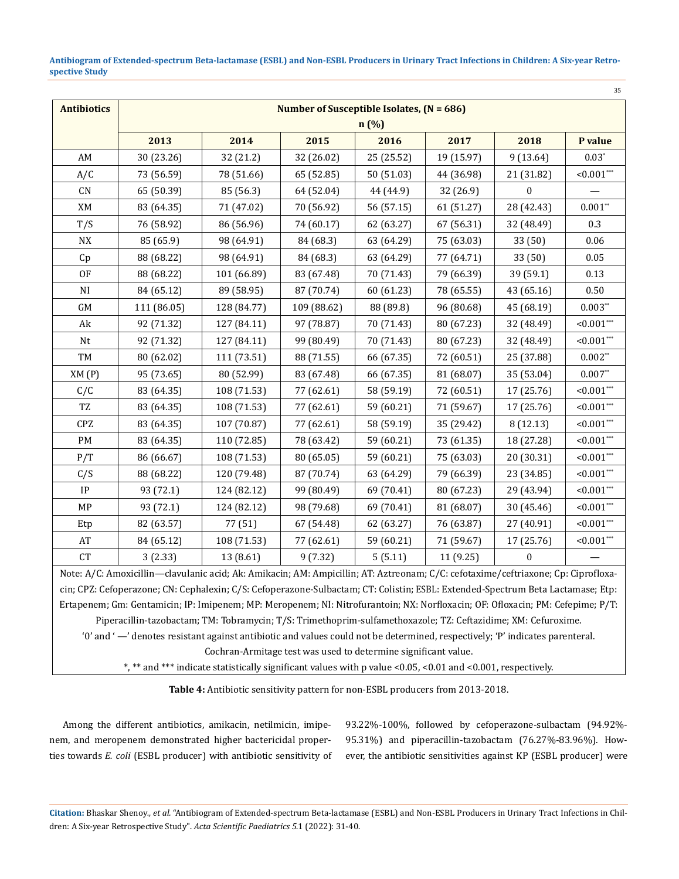| Antibiotics | Number of Susceptible Isolates, (N = 686) n (%) | | | | | | |
|---|---|---|---|---|---|---|---|
| | 2013 | 2014 | 2015 | 2016 | 2017 | 2018 | P value |
| AM | 30 (23.26) | 32 (21.2) | 32 (26.02) | 25 (25.52) | 19 (15.97) | 9 (13.64) | 0.03* |
| A/C | 73 (56.59) | 78 (51.66) | 65 (52.85) | 50 (51.03) | 44 (36.98) | 21 (31.82) | <0.001*** |
| CN | 65 (50.39) | 85 (56.3) | 64 (52.04) | 44 (44.9) | 32 (26.9) | 0 | — |
| XM | 83 (64.35) | 71 (47.02) | 70 (56.92) | 56 (57.15) | 61 (51.27) | 28 (42.43) | 0.001** |
| T/S | 76 (58.92) | 86 (56.96) | 74 (60.17) | 62 (63.27) | 67 (56.31) | 32 (48.49) | 0.3 |
| NX | 85 (65.9) | 98 (64.91) | 84 (68.3) | 63 (64.29) | 75 (63.03) | 33 (50) | 0.06 |
| Cp | 88 (68.22) | 98 (64.91) | 84 (68.3) | 63 (64.29) | 77 (64.71) | 33 (50) | 0.05 |
| OF | 88 (68.22) | 101 (66.89) | 83 (67.48) | 70 (71.43) | 79 (66.39) | 39 (59.1) | 0.13 |
| NI | 84 (65.12) | 89 (58.95) | 87 (70.74) | 60 (61.23) | 78 (65.55) | 43 (65.16) | 0.50 |
| GM | 111 (86.05) | 128 (84.77) | 109 (88.62) | 88 (89.8) | 96 (80.68) | 45 (68.19) | 0.003** |
| Ak | 92 (71.32) | 127 (84.11) | 97 (78.87) | 70 (71.43) | 80 (67.23) | 32 (48.49) | <0.001*** |
| Nt | 92 (71.32) | 127 (84.11) | 99 (80.49) | 70 (71.43) | 80 (67.23) | 32 (48.49) | <0.001*** |
| TM | 80 (62.02) | 111 (73.51) | 88 (71.55) | 66 (67.35) | 72 (60.51) | 25 (37.88) | 0.002** |
| XM (P) | 95 (73.65) | 80 (52.99) | 83 (67.48) | 66 (67.35) | 81 (68.07) | 35 (53.04) | 0.007** |
| C/C | 83 (64.35) | 108 (71.53) | 77 (62.61) | 58 (59.19) | 72 (60.51) | 17 (25.76) | <0.001*** |
| TZ | 83 (64.35) | 108 (71.53) | 77 (62.61) | 59 (60.21) | 71 (59.67) | 17 (25.76) | <0.001*** |
| CPZ | 83 (64.35) | 107 (70.87) | 77 (62.61) | 58 (59.19) | 35 (29.42) | 8 (12.13) | <0.001*** |
| PM | 83 (64.35) | 110 (72.85) | 78 (63.42) | 59 (60.21) | 73 (61.35) | 18 (27.28) | <0.001*** |
| P/T | 86 (66.67) | 108 (71.53) | 80 (65.05) | 59 (60.21) | 75 (63.03) | 20 (30.31) | <0.001*** |
| C/S | 88 (68.22) | 120 (79.48) | 87 (70.74) | 63 (64.29) | 79 (66.39) | 23 (34.85) | <0.001*** |
| IP | 93 (72.1) | 124 (82.12) | 99 (80.49) | 69 (70.41) | 80 (67.23) | 29 (43.94) | <0.001*** |
| MP | 93 (72.1) | 124 (82.12) | 98 (79.68) | 69 (70.41) | 81 (68.07) | 30 (45.46) | <0.001*** |
| Etp | 82 (63.57) | 77 (51) | 67 (54.48) | 62 (63.27) | 76 (63.87) | 27 (40.91) | <0.001*** |
| AT | 84 (65.12) | 108 (71.53) | 77 (62.61) | 59 (60.21) | 71 (59.67) | 17 (25.76) | <0.001*** |
| CT | 3 (2.33) | 13 (8.61) | 9 (7.32) | 5 (5.11) | 11 (9.25) | 0 | — |

Note: A/C: Amoxicillin—clavulanic acid; Ak: Amikacin; AM: Ampicillin; AT: Aztreonam; C/C: cefotaxime/ceftriaxone; Cp: Ciprofloxacin; CPZ: Cefoperazone; CN: Cephalexin; C/S: Cefoperazone-Sulbactam; CT: Colistin; ESBL: Extended-Spectrum Beta Lactamase; Etp: Ertapenem; Gm: Gentamicin; IP: Imipenem; MP: Meropenem; NI: Nitrofurantoin; NX: Norfloxacin; OF: Ofloxacin; PM: Cefepime; P/T: Piperacillin-tazobactam; TM: Tobramycin; T/S: Trimethoprim-sulfamethoxazole; TZ: Ceftazidime; XM: Cefuroxime.

'0' and ' —' denotes resistant against antibiotic and values could not be determined, respectively; 'P' indicates parenteral.

Cochran-Armitage test was used to determine significant value.

*, ** and *** indicate statistically significant values with p value <0.05, <0.01 and <0.001, respectively.

**Table 4:** Antibiotic sensitivity pattern for non-ESBL producers from 2013-2018.

Among the different antibiotics, amikacin, netilmicin, imipenem, and meropenem demonstrated higher bactericidal properties towards *E. coli* (ESBL producer) with antibiotic sensitivity of 93.22%-100%, followed by cefoperazone-sulbactam (94.92%-95.31%) and piperacillin-tazobactam (76.27%-83.96%). However, the antibiotic sensitivities against KP (ESBL producer) were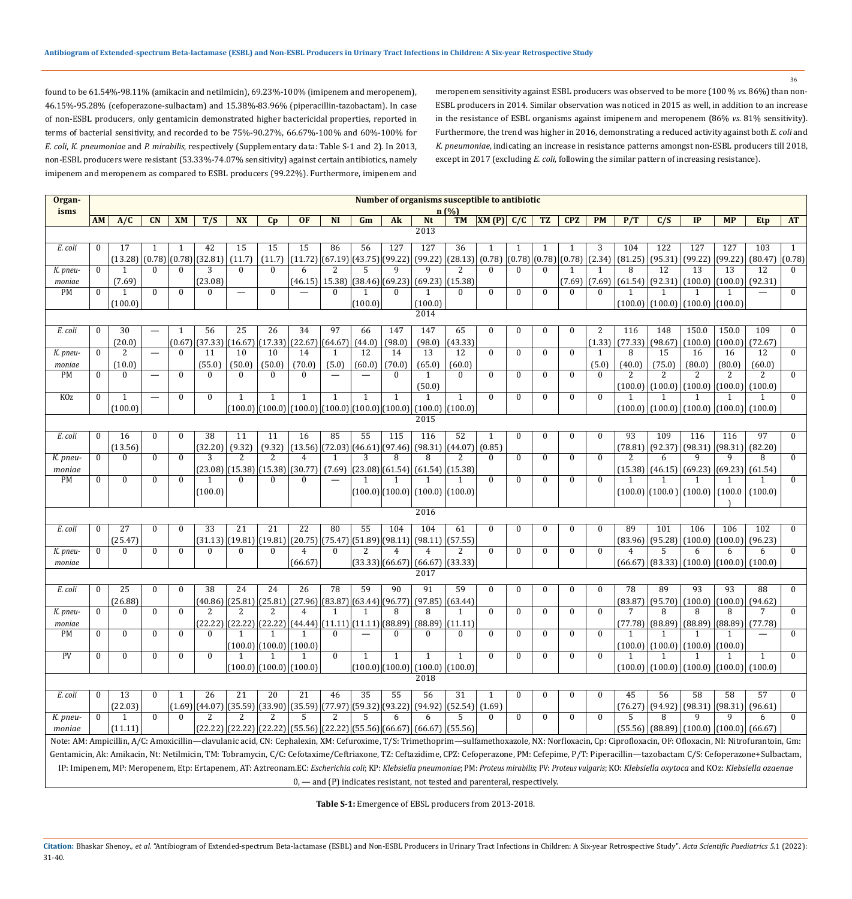found to be 61.54%-98.11% (amikacin and netilmicin), 69.23%-100% (imipenem and meropenem), 46.15%-95.28% (cefoperazone-sulbactam) and 15.38%-83.96% (piperacillin-tazobactam). In case of non-ESBL producers, only gentamicin demonstrated higher bactericidal properties, reported in terms of bacterial sensitivity, and recorded to be 75%-90.27%, 66.67%-100% and 60%-100% for *E. coli*, *K. pneumoniae* and *P. mirabilis*, respectively (Supplementary data: Table S-1 and 2). In 2013, non-ESBL producers were resistant (53.33%-74.07% sensitivity) against certain antibiotics, namely imipenem and meropenem as compared to ESBL producers (99.22%). Furthermore, imipenem and meropenem sensitivity against ESBL producers was observed to be more (100 % *vs.* 86%) than non-ESBL producers in 2014. Similar observation was noticed in 2015 as well, in addition to an increase in the resistance of ESBL organisms against imipenem and meropenem (86% *vs.* 81% sensitivity). Furthermore, the trend was higher in 2016, demonstrating a reduced activity against both *E. coli* and *K. pneumoniae*, indicating an increase in resistance patterns amongst non-ESBL producers till 2018, except in 2017 (excluding *E. coli*, following the similar pattern of increasing resistance).

| Organisms | Number of organisms susceptible to antibiotic n (%) | | | | | | | | | | | | | | | | | | | | | | | |
|---|---|---|---|---|---|---|---|---|---|---|---|---|---|---|---|---|---|---|---|---|---|---|---|---|
| | AM | A/C | CN | XM | T/S | NX | Cp | OF | NI | Gm | Ak | Nt | TM | XM (P) | C/C | TZ | CPZ | PM | P/T | C/S | IP | MP | Etp | AT |
| **2013** | | | | | | | | | | | | | | | | | | | | | | | | |
| *E. coli* | 0 | 17 (13.28) | 1 (0.78) | 1 (0.78) | 42 (32.81) | 15 (11.7) | 15 (11.7) | 15 (11.72) | 86 (67.19) | 56 (43.75) | 127 (99.22) | 127 (99.22) | 36 (28.13) | 1 (0.78) | 1 (0.78) | 1 (0.78) | 1 (0.78) | 3 (2.34) | 104 (81.25) | 122 (95.31) | 127 (99.22) | 127 (99.22) | 103 (80.47) | 1 (0.78) |
| *K. pneumoniae* | 0 | 1 (7.69) | 0 | 0 | 3 (23.08) | 0 | 0 | 6 (46.15) | 2 15.38) | 5 (38.46) | 9 (69.23) | 9 (69.23) | 2 (15.38) | 0 | 0 | 0 | 1 (7.69) | 1 (7.69) | 8 (61.54) | 12 (92.31) | 13 (100.0) | 13 (100.0) | 12 (92.31) | 0 |
| PM | 0 | 1 (100.0) | 0 | 0 | 0 | — | 0 | — | 0 | 1 (100.0) | 0 | 1 (100.0) | 0 | 0 | 0 | 0 | 0 | 0 | 1 (100.0) | 1 (100.0) | 1 (100.0) | 1 (100.0) | — | 0 |
| **2014** | | | | | | | | | | | | | | | | | | | | | | | | |
| *E. coli* | 0 | 30 (20.0) | — | 1 (0.67) | 56 (37.33) | 25 (16.67) | 26 (17.33) | 34 (22.67) | 97 (64.67) | 66 (44.0) | 147 (98.0) | 147 (98.0) | 65 (43.33) | 0 | 0 | 0 | 0 | 2 (1.33) | 116 (77.33) | 148 (98.67) | 150.0 (100.0) | 150.0 (100.0) | 109 (72.67) | 0 |
| *K. pneumoniae* | 0 | 2 (10.0) | — | 0 | 11 (55.0) | 10 (50.0) | 10 (50.0) | 14 (70.0) | 1 (5.0) | 12 (60.0) | 14 (70.0) | 13 (65.0) | 12 (60.0) | 0 | 0 | 0 | 0 | 1 (5.0) | 8 (40.0) | 15 (75.0) | 16 (80.0) | 16 (80.0) | 12 (60.0) | 0 |
| PM | 0 | 0 | — | 0 | 0 | 0 | 0 | 0 | — | — | 0 | 1 (50.0) | 0 | 0 | 0 | 0 | 0 | 0 | 2 (100.0) | 2 (100.0) | 2 (100.0) | 2 (100.0) | 2 (100.0) | 0 |
| KOz | 0 | 1 (100.0) | — | 0 | 0 | 1 (100.0) | 1 (100.0) | 1 (100.0) | 1 (100.0) | 1 (100.0) | 1 (100.0) | 1 (100.0) | 1 (100.0) | 0 | 0 | 0 | 0 | 0 | 1 (100.0) | 1 (100.0) | 1 (100.0) | 1 (100.0) | 1 (100.0) | 0 |
| **2015** | | | | | | | | | | | | | | | | | | | | | | | | |
| *E. coli* | 0 | 16 (13.56) | 0 | 0 | 38 (32.20) | 11 (9.32) | 11 (9.32) | 16 (13.56) | 85 (72.03) | 55 (46.61) | 115 (97.46) | 116 (98.31) | 52 (44.07) | 1 (0.85) | 0 | 0 | 0 | 0 | 93 (78.81) | 109 (92.37) | 116 (98.31) | 116 (98.31) | 97 (82.20) | 0 |
| *K. pneumoniae* | 0 | 0 | 0 | 0 | 3 (23.08) | 2 (15.38) | 2 (15.38) | 4 (30.77) | 1 (7.69) | 3 (23.08) | 8 (61.54) | 8 (61.54) | 2 (15.38) | 0 | 0 | 0 | 0 | 0 | 2 (15.38) | 6 (46.15) | 9 (69.23) | 9 (69.23) | 8 (61.54) | 0 |
| PM | 0 | 0 | 0 | 0 | 1 (100.0) | 0 | 0 | 0 | — | 1 (100.0) | 1 (100.0) | 1 (100.0) | 1 (100.0) | 0 | 0 | 0 | 0 | 0 | 1 (100.0) | 1 (100.0 ) | 1 (100.0) | 1 (100.0 ) | 1 (100.0) | 0 |
| **2016** | | | | | | | | | | | | | | | | | | | | | | | | |
| *E. coli* | 0 | 27 (25.47) | 0 | 0 | 33 (31.13) | 21 (19.81) | 21 (19.81) | 22 (20.75) | 80 (75.47) | 55 (51.89) | 104 (98.11) | 104 (98.11) | 61 (57.55) | 0 | 0 | 0 | 0 | 0 | 89 (83.96) | 101 (95.28) | 106 (100.0) | 106 (100.0) | 102 (96.23) | 0 |
| *K. pneumoniae* | 0 | 0 | 0 | 0 | 0 | 0 | 0 | 4 (66.67) | 0 | 2 (33.33) | 4 (66.67) | 4 (66.67) | 2 (33.33) | 0 | 0 | 0 | 0 | 0 | 4 (66.67) | 5 (83.33) | 6 (100.0) | 6 (100.0) | 6 (100.0) | 0 |
| **2017** | | | | | | | | | | | | | | | | | | | | | | | | |
| *E. coli* | 0 | 25 (26.88) | 0 | 0 | 38 (40.86) | 24 (25.81) | 24 (25.81) | 26 (27.96) | 78 (83.87) | 59 (63.44) | 90 (96.77) | 91 (97.85) | 59 (63.44) | 0 | 0 | 0 | 0 | 0 | 78 (83.87) | 89 (95.70) | 93 (100.0) | 93 (100.0) | 88 (94.62) | 0 |
| *K. pneumoniae* | 0 | 0 | 0 | 0 | 2 (22.22) | 2 (22.22) | 2 (22.22) | 4 (44.44) | 1 (11.11) | 1 (11.11) | 8 (88.89) | 8 (88.89) | 1 (11.11) | 0 | 0 | 0 | 0 | 0 | 7 (77.78) | 8 (88.89) | 8 (88.89) | 8 (88.89) | 7 (77.78) | 0 |
| PM | 0 | 0 | 0 | 0 | 0 | 1 (100.0) | 1 (100.0) | 1 (100.0) | 0 | — | 0 | 0 | 0 | 0 | 0 | 0 | 0 | 0 | 1 (100.0) | 1 (100.0) | 1 (100.0) | 1 (100.0) | — | 0 |
| PV | 0 | 0 | 0 | 0 | 0 | 1 (100.0) | 1 (100.0) | 1 (100.0) | 0 | 1 (100.0) | 1 (100.0) | 1 (100.0) | 1 (100.0) | 0 | 0 | 0 | 0 | 0 | 1 (100.0) | 1 (100.0) | 1 (100.0) | 1 (100.0) | 1 (100.0) | 0 |
| **2018** | | | | | | | | | | | | | | | | | | | | | | | | |
| *E. coli* | 0 | 13 (22.03) | 0 | 1 (1.69) | 26 (44.07) | 21 (35.59) | 20 (33.90) | 21 (35.59) | 46 (77.97) | 35 (59.32) | 55 (93.22) | 56 (94.92) | 31 (52.54) | 1 (1.69) | 0 | 0 | 0 | 0 | 45 (76.27) | 56 (94.92) | 58 (98.31) | 58 (98.31) | 57 (96.61) | 0 |
| *K. pneumoniae* | 0 | 1 (11.11) | 0 | 0 | 2 (22.22) | 2 (22.22) | 2 (22.22) | 5 (55.56) | 2 (22.22) | 5 (55.56) | 6 (66.67) | 6 (66.67) | 5 (55.56) | 0 | 0 | 0 | 0 | 0 | 5 (55.56) | 8 (88.89) | 9 (100.0) | 9 (100.0) | 6 (66.67) | 0 |

Note: AM: Ampicillin, A/C: Amoxicillin—clavulanic acid, CN: Cephalexin, XM: Cefuroxime, T/S: Trimethoprim—sulfamethoxazole, NX: Norfloxacin, Cp: Ciprofloxacin, OF: Ofloxacin, NI: Nitrofurantoin, Gm: Gentamicin, Ak: Amikacin, Nt: Netilmicin, TM: Tobramycin, C/C: Cefotaxime/Ceftriaxone, TZ: Ceftazidime, CPZ: Cefoperazone, PM: Cefepime, P/T: Piperacillin—tazobactam C/S: Cefoperazone+Sulbactam, IP: Imipenem, MP: Meropenem, Etp: Ertapenem, AT: Aztreonam.EC: *Escherichia coli*; KP: *Klebsiella pneumoniae*; PM: *Proteus mirabilis*; PV: *Proteus vulgaris*; KO: *Klebsiella oxytoca* and KOz: *Klebsiella ozaenae*
0, — and (P) indicates resistant, not tested and parenteral, respectively.

**Table S-1:** Emergence of EBSL producers from 2013-2018.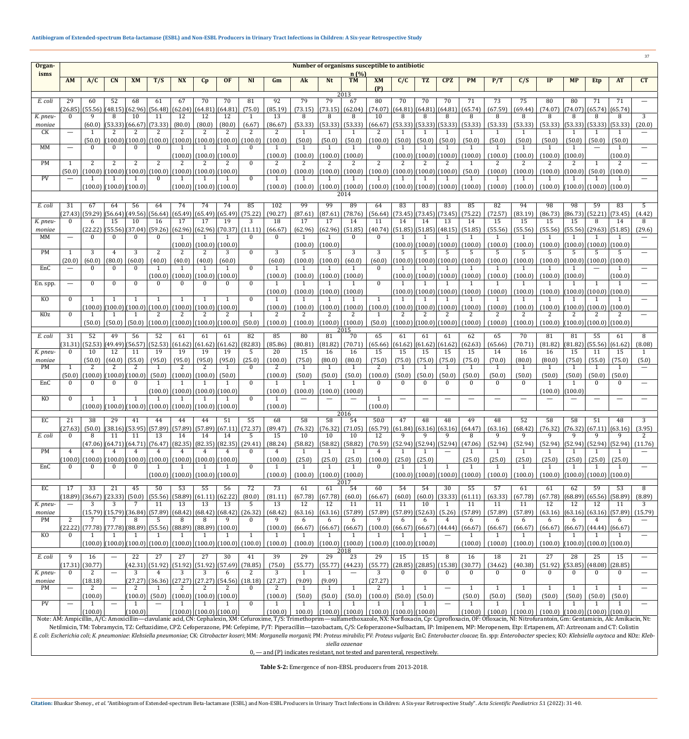| Organisms | Number of organisms susceptible to antibiotic n (%) | | | | | | | | | | | | | | | | | | | | | | | | |
|---|---|---|---|---|---|---|---|---|---|---|---|---|---|---|---|---|---|---|---|---|---|---|---|---|---|
| | AM | A/C | CN | XM | T/S | NX | Cp | OF | NI | Gm | Ak | Nt | TM | XM (P) | C/C | TZ | CPZ | PM | P/T | C/S | IP | MP | Etp | AT | CT |
| **2013** | | | | | | | | | | | | | | | | | | | | | | | | | |
| *E. coli* | 29 (26.85) | 60 (55.56) | 52 (48.15) | 68 (62.96) | 61 (56.48) | 67 (62.04) | 70 (64.81) | 70 (64.81) | 81 (75.0) | 92 (85.19) | 79 (73.15) | 79 (73.15) | 67 (62.04) | 80 (74.07) | 70 (64.81) | 70 (64.81) | 70 (64.81) | 71 (65.74) | 73 (67.59) | 75 (69.44) | 80 (74.07) | 80 (74.07) | 71 (65.74) | 71 (65.74) | — |
| *K. pneumoniae* | 0 | 9 (60.0) | 8 (53.33) | 10 (66.67) | 11 (73.33) | 12 (80.0) | 12 (80.0) | 12 (80.0) | 1 (6.67) | 13 (86.67) | 8 (53.33) | 8 (53.33) | 8 (53.33) | 10 (66.67) | 8 (53.33) | 8 (53.33) | 8 (53.33) | 8 (53.33) | 8 (53.33) | 8 (53.33) | 8 (53.33) | 8 (53.33) | 8 (53.33) | 8 (53.33) | 3 (20.0) |
| CK | — | 1 (50.0) | 2 (100.0) | 2 (100.0) | 2 (100.0) | 2 (100.0) | 2 (100.0) | 2 (100.0) | 2 (100.0) | 2 (100.0) | 1 (50.0) | 1 (50.0) | 1 (50.0) | 2 (100.0) | 1 (50.0) | 1 (50.0) | 1 (50.0) | 1 (50.0) | 1 (50.0) | 1 (50.0) | 1 (50.0) | 1 (50.0) | 1 (50.0) | 1 (50.0) | — |
| MM | — | 0 | 0 | 0 | 0 | 1 (100.0) | 1 (100.0) | 1 (100.0) | 0 | 1 (100.0) | 1 (100.0) | 1 (100.0) | 1 (100.0) | 0 | 1 (100.0) | 1 (100.0) | 1 (100.0) | 1 (100.0) | 1 (100.0) | 1 (100.0) | 1 (100.0) | 1 (100.0) | — | 1 (100.0) | — |
| PM | 1 (50.0) | 2 (100.0) | 2 (100.0) | 2 (100.0) | 2 (100.0) | 2 (100.0) | 2 (100.0) | 2 (100.0) | 0 | 2 (100.0) | 2 (100.0) | 2 (100.0) | 2 (100.0) | 2 (100.0) | 2 (100.0) | 2 (100.0) | 2 (100.0) | 1 (50.0) | 2 (100.0) | 2 (100.0) | 2 (100.0) | 2 (100.0) | 1 (50.0) | 2 (100.0) | — |
| PV | — | 1 (100.0) | 1 (100.0) | 1 (100.0) | 0 | 1 (100.0) | 1 (100.0) | 1 (100.0) | 0 | 1 (100.0) | 1 (100.0) | 1 (100.0) | 1 (100.0) | 1 (100.0) | 1 (100.0) | 1 (100.0) | 1 (100.0) | 1 (100.0) | 1 (100.0) | 1 (100.0) | 1 (100.0) | 1 (100.0) | 1 (100.0) | 1 (100.0) | — |
| **2014** | | | | | | | | | | | | | | | | | | | | | | | | | |
| *E. coli* | 31 (27.43) | 67 (59.29) | 64 (56.64) | 56 (49.56) | 64 (56.64) | 74 (65.49) | 74 (65.49) | 74 (65.49) | 85 (75.22) | 102 (90.27) | 99 (87.61) | 99 (87.61) | 89 (78.76) | 64 (56.64) | 83 (73.45) | 83 (73.45) | 83 (73.45) | 85 (75.22) | 82 (72.57) | 94 (83.19) | 98 (86.73) | 98 (86.73) | 59 (52.21) | 83 (73.45) | 5 (4.42) |
| *K. pneumoniae* | 0 | 6 (22.22) | 15 (55.56) | 10 (37.04) | 16 (59.26) | 17 (62.96) | 17 (62.96) | 19 (70.37) | 3 (11.11) | 18 (66.67) | 17 (62.96) | 17 (62.96) | 14 (51.85) | 11 (40.74) | 14 (51.85) | 14 (51.85) | 13 (48.15) | 14 (51.85) | 15 (55.56) | 15 (55.56) | 15 (55.56) | 15 (55.56) | 8 (29.63) | 14 (51.85) | 8 (29.6) |
| MM | — | 0 | 0 | 0 | 0 | 1 (100.0) | 1 (100.0) | 1 (100.0) | 0 | 0 | 1 (100.0) | 1 (100.0) | 0 | 0 | 1 (100.0) | 1 (100.0) | 1 (100.0) | 1 (100.0) | 1 (100.0) | 1 (100.0) | 1 (100.0) | 1 (100.0) | 1 (100.0) | 1 (100.0) | — |
| PM | 1 (20.0) | 3 (60.0) | 4 (80.0) | 3 (60.0) | 2 (40.0) | 2 (40.0) | 2 (40.0) | 3 (60.0) | 0 | 3 (60.0) | 5 (100.0) | 5 (100.0) | 3 (60.0) | 3 (60.0) | 5 (100.0) | 5 (100.0) | 5 (100.0) | 5 (100.0) | 5 (100.0) | 5 (100.0) | 5 (100.0) | 5 (100.0) | 5 (100.0) | 5 (100.0) | — |
| EnC | — | 0 | 0 | 0 | 1 (100.0) | 1 (100.0) | 1 (100.0) | 1 (100.0) | 0 | 1 (100.0) | 1 (100.0) | 1 (100.0) | 1 (100.0) | 0 | 1 (100.0) | 1 (100.0) | 1 (100.0) | 1 (100.0) | 1 (100.0) | 1 (100.0) | 1 (100.0) | 1 (100.0) | — | 1 (100.0) | — |
| En. spp. | — | 0 | 0 | 0 | 0 | 0 | 0 | 0 | 0 | 1 (100.0) | 1 (100.0) | 1 (100.0) | 1 (100.0) | 0 | 1 (100.0) | 1 (100.0) | 1 (100.0) | 1 (100.0) | 1 (100.0) | 1 (100.0) | 1 (100.0) | 1 (100.0) | 1 (100.0) | 1 (100.0) | — |
| KO | 0 | 1 (100.0) | 1 (100.0) | 1 (100.0) | 1 (100.0) | 1 (100.0) | 1 (100.0) | 1 (100.0) | 0 | 1 (100.0) | 1 (100.0) | 1 (100.0) | 1 (100.0) | 1 (100.0) | 1 (100.0) | 1 (100.0) | 1 (100.0) | 1 (100.0) | 1 (100.0) | 1 (100.0) | 1 (100.0) | 1 (100.0) | 1 (100.0) | 1 (100.0) | — |
| KOz | 0 | 1 (50.0) | 1 (50.0) | 1 (50.0) | 2 (100.0) | 2 (100.0) | 2 (100.0) | 2 (100.0) | 1 (50.0) | 2 (100.0) | 2 (100.0) | 2 (100.0) | 2 (100.0) | 1 (50.0) | 2 (100.0) | 2 (100.0) | 2 (100.0) | 2 (100.0) | 2 (100.0) | 2 (100.0) | 2 (100.0) | 2 (100.0) | 2 (100.0) | 2 (100.0) | — |
| **2015** | | | | | | | | | | | | | | | | | | | | | | | | | |
| *E. coli* | 31 (31.31) | 52 (52.53) | 49 (49.49) | 56 (56.57) | 52 (52.53) | 61 (61.62) | 61 (61.62) | 61 (61.62) | 82 (82.83) | 85 (85.86) | 80 (80.81) | 81 (81.82) | 70 (70.71) | 65 (65.66) | 61 (61.62) | 61 (61.62) | 61 (61.62) | 62 (62.63) | 65 (65.66) | 70 (70.71) | 81 (81.82) | 81 (81.82) | 55 (55.56) | 61 (61.62) | 8 (8.08) |
| *K. pneumoniae* | 0 | 10 (50.0) | 12 (60.0) | 11 (55.0) | 19 (95.0) | 19 (95.0) | 19 (95.0) | 19 (95.0) | 5 (25.0) | 20 (100.0) | 15 (75.0) | 16 (80.0) | 16 (80.0) | 15 (75.0) | 15 (75.0) | 15 (75.0) | 15 (75.0) | 15 (75.0) | 14 (70.0) | 16 (80.0) | 16 (80.0) | 15 (75.0) | 11 (55.0) | 15 (75.0) | 1 (5.0) |
| PM | 1 (50.0) | 2 (100.0) | 2 (100.0) | 2 (100.0) | 1 (50.0) | 2 (100.0) | 2 (100.0) | 1 (50.0) | 0 | 2 (100.0) | 1 (50.0) | 1 (50.0) | 1 (50.0) | 2 (100.0) | 1 (50.0) | 1 (50.0) | 1 (50.0) | 1 (50.0) | 1 (50.0) | 1 (50.0) | 1 (50.0) | 1 (50.0) | 1 (50.0) | 1 (50.0) | — |
| EnC | 0 | 0 | 0 | 0 | 1 (100.0) | 1 (100.0) | 1 (100.0) | 1 (100.0) | 0 | 1 (100.0) | 1 (100.0) | 1 (100.0) | 1 (100.0) | 0 | 0 | 0 | 0 | 0 | 0 | 0 | 1 (100.0) | 1 (100.0) | 0 | 0 | — |
| KO | 0 | 1 (100.0) | 1 (100.0) | 1 (100.0) | 1 (100.0) | 1 (100.0) | 1 (100.0) | 1 (100.0) | 0 | 1 (100.0) | — | — | — | 1 (100.0) | — | — | — | — | — | — | — | — | — | — | — |
| **2016** | | | | | | | | | | | | | | | | | | | | | | | | | |
| EC | 21 (27.63) | 38 (50.0) | 29 (38.16) | 41 (53.95) | 44 (57.89) | 44 (57.89) | 44 (57.89) | 51 (67.11) | 55 (72.37) | 68 (89.47) | 58 (76.32) | 58 (76.32) | 54 (71.05) | 50.0 (65.79) | 47 (61.84) | 48 (63.16) | 48 (63.16) | 49 (64.47) | 48 (63.16) | 52 (68.42) | 58 (76.32) | 58 (76.32) | 51 (67.11) | 48 (63.16) | 3 (3.95) |
| *E. coli* | 0 | 8 (47.06) | 11 (64.71) | 11 (64.71) | 13 (76.47) | 14 (82.35) | 14 (82.35) | 14 (82.35) | 5 (29.41) | 15 (88.24) | 10 (58.82) | 10 (58.82) | 10 (58.82) | 12 (70.59) | 9 (52.94) | 9 (52.94) | 9 (52.94) | 8 (47.06) | 9 (52.94) | 9 (52.94) | 9 (52.94) | 9 (52.94) | 9 (52.94) | 9 (52.94) | 2 (11.76) |
| PM | 4 (100.0) | 4 (100.0) | 4 (100.0) | 4 (100.0) | 4 (100.0) | 4 (100.0) | 4 (100.0) | 4 (100.0) | 0 | 4 (100.0) | 1 (25.0) | 1 (25.0) | 1 (25.0) | 4 (100.0) | 1 (25.0) | 1 (25.0) | — | 1 (25.0) | 1 (25.0) | 1 (25.0) | 1 (25.0) | 1 (25.0) | 1 (25.0) | 1 (25.0) | — |
| EnC | 0 | 0 | 0 | 0 | 1 (100.0) | 1 (100.0) | 1 (100.0) | 1 (100.0) | 0 | 1 (100.0) | 1 (100.0) | 1 (100.0) | 1 (100.0) | 0 | 1 (100.0) | 1 (100.0) | 1 (100.0) | 1 (100.0) | 1 (100.0) | 1 (100.0) | 1 (100.0) | 1 (100.0) | 1 (100.0) | 1 (100.0) | — |
| **2017** | | | | | | | | | | | | | | | | | | | | | | | | | |
| EC | 17 (18.89) | 33 (36.67) | 21 (23.33) | 45 (50.0) | 50 (55.56) | 53 (58.89) | 55 (61.11) | 56 (62.22) | 72 (80.0) | 73 (81.11) | 61 (67.78) | 61 (67.78) | 54 (60.0) | 60 (66.67) | 54 (60.0) | 54 (60.0) | 30 (33.33) | 55 (61.11) | 57 (63.33) | 61 (67.78) | 61 (67.78) | 62 (68.89) | 59 (65.56) | 53 (58.89) | 8 (8.89) |
| *K. pneumoniae* | — | 3 (15.79) | 3 (15.79) | 7 (36.84) | 11 (57.89) | 13 (68.42) | 13 (68.42) | 13 (68.42) | 5 (26.32) | 13 (68.42) | 12 (63.16) | 12 (63.16) | 11 (57.89) | 11 (57.89) | 11 (57.89) | 10 (52.63) | 1 (5.26) | 11 (57.89) | 11 (57.89) | 11 (57.89) | 12 (63.16) | 12 (63.16) | 12 (63.16) | 11 (57.89) | 3 (15.79) |
| PM | 2 (22.22) | 7 (77.78) | 7 (77.78) | 8 (88.89) | 5 (55.56) | 8 (88.89) | 8 (88.89) | 9 (100.0) | 0 | 9 (100.0) | 6 (66.67) | 6 (66.67) | 6 (66.67) | 9 (100.0) | 6 (66.67) | 6 (66.67) | 4 (44.44) | 6 (66.67) | 6 (66.67) | 6 (66.67) | 6 (66.67) | 6 (66.67) | 4 (44.44) | 6 (66.67) | — |
| KO | 0 | 1 (100.0) | 1 (100.0) | 1 (100.0) | 1 (100.0) | 1 (100.0) | 1 (100.0) | 1 (100.0) | 1 (100.0) | 1 (100.0) | 1 (100.0) | 1 (100.0) | 1 (100.0) | 1 (100.0) | 1 (100.0) | 1 (100.0) | — | 1 (100.0) | 1 (100.0) | 1 (100.0) | 1 (100.0) | 1 (100.0) | 1 (100.0) | 1 (100.0) | — |
| **2018** | | | | | | | | | | | | | | | | | | | | | | | | | |
| *E. coli* | 9 (17.31) | 16 (30.77) | — | 22 (42.31) | 27 (51.92) | 27 (51.92) | 27 (51.92) | 30 (57.69) | 41 (78.85) | 39 (75.0) | 29 (55.77) | 29 (55.77) | 23 (44.23) | 29 (55.77) | 15 (28.85) | 15 (28.85) | 8 (15.38) | 16 (30.77) | 18 (34.62) | 21 (40.38) | 27 (51.92) | 28 (53.85) | 25 (48.08) | 15 (28.85) | — |
| *K. pneumoniae* | 0 | 2 (18.18) | — | 3 (27.27) | 4 (36.36) | 3 (27.27) | 3 (27.27) | 6 (54.56) | 2 (18.18) | 3 (27.27) | 1 (9.09) | 1 (9.09) | — | 3 (27.27) | 0 | 0 | 0 | 0 | 0 | 0 | 0 | 0 | 0 | 0 | — |
| PM | — | 2 (100.0) | — | 2 (100.0) | 1 (50.0) | 2 (100.0) | 2 (100.0) | 2 (100.0) | 0 | 2 (100.0) | 1 (50.0) | 1 (50.0) | 1 (50.0) | 2 (100.0) | 1 (50.0) | 1 (50.0) | — | 1 (50.0) | 1 (50.0) | 1 (50.0) | 1 (50.0) | 1 (50.0) | 1 (50.0) | 1 (50.0) | — |
| PV | — | 1 (100.0) | — | 1 (100.0) | — | 1 (100.0) | 1 (100.0) | 1 (100.0) | 0 | 1 (100.0) | 1 (100.0) | 1 (100.0) | 1 (100.0) | 1 (100.0) | 1 (100.0) | 1 (100.0) | — | 1 (100.0) | 1 (100.0) | 1 (100.0) | 1 (100.0) | 1 (100.0) | 1 (100.0) | 1 (100.0) | — |

Note: AM: Ampicillin, A/C: Amoxicillin—clavulanic acid, CN: Cephalexin, XM: Cefuroxime, T/S: Trimethoprim—sulfamethoxazole, NX: Norfloxacin, Cp: Ciprofloxacin, OF: Ofloxacin, NI: Nitrofurantoin, Gm: Gentamicin, Ak: Amikacin, Nt: Netilmicin, TM: Tobramycin, TZ: Ceftazidime, CPZ: Cefoperazone, PM: Cefepime, P/T: Piperacillin—tazobactam, C/S: Cefoperazone+Sulbactam, IP: Imipenem, MP: Meropenem, Etp: Ertapenem, AT: Aztreonam and CT: Colistin

*E. coli*: *Escherichia coli*; *K. pneumoniae*: *Klebsiella pneumoniae*; CK: *Citrobacter koseri*; MM: *Morganella morganii*; PM: *Proteus mirabilis*; PV: *Proteus vulgaris*; EnC: *Enterobacter cloacae*; En. spp: *Enterobacter* species; KO: *Klebsiella oxytoca* and KOz: *Klebsiella ozaenae*

0, — and (P) indicates resistant, not tested and parenteral, respectively.

**Table S-2:** Emergence of non-EBSL producers from 2013-2018.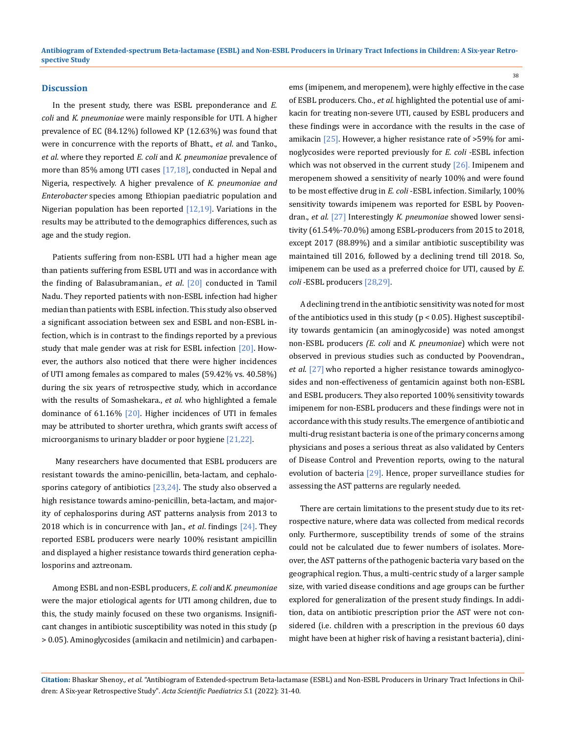## Discussion

In the present study, there was ESBL preponderance and *E. coli* and *K. pneumoniae* were mainly responsible for UTI. A higher prevalence of EC (84.12%) followed KP (12.63%) was found that were in concurrence with the reports of Bhatt., *et al*. and Tanko., *et al*. where they reported *E. coli* and *K. pneumoniae* prevalence of more than 85% among UTI cases [17,18], conducted in Nepal and Nigeria, respectively. A higher prevalence of *K. pneumoniae and Enterobacter* species among Ethiopian paediatric population and Nigerian population has been reported [12,19]. Variations in the results may be attributed to the demographics differences, such as age and the study region.

Patients suffering from non-ESBL UTI had a higher mean age than patients suffering from ESBL UTI and was in accordance with the finding of Balasubramanian., *et al*. [20] conducted in Tamil Nadu. They reported patients with non-ESBL infection had higher median than patients with ESBL infection. This study also observed a significant association between sex and ESBL and non-ESBL infection, which is in contrast to the findings reported by a previous study that male gender was at risk for ESBL infection [20]. However, the authors also noticed that there were higher incidences of UTI among females as compared to males (59.42% vs. 40.58%) during the six years of retrospective study, which in accordance with the results of Somashekara., *et al*. who highlighted a female dominance of 61.16% [20]. Higher incidences of UTI in females may be attributed to shorter urethra, which grants swift access of microorganisms to urinary bladder or poor hygiene [21,22].

Many researchers have documented that ESBL producers are resistant towards the amino-penicillin, beta-lactam, and cephalosporins category of antibiotics [23,24]. The study also observed a high resistance towards amino-penicillin, beta-lactam, and majority of cephalosporins during AST patterns analysis from 2013 to 2018 which is in concurrence with Jan., *et al*. findings [24]. They reported ESBL producers were nearly 100% resistant ampicillin and displayed a higher resistance towards third generation cephalosporins and aztreonam.

Among ESBL and non-ESBL producers, *E. coli* and *K. pneumoniae* were the major etiological agents for UTI among children, due to this, the study mainly focused on these two organisms. Insignificant changes in antibiotic susceptibility was noted in this study ($p > 0.05$). Aminoglycosides (amikacin and netilmicin) and carbapenems (imipenem, and meropenem), were highly effective in the case of ESBL producers. Cho., *et al.* highlighted the potential use of amikacin for treating non-severe UTI, caused by ESBL producers and these findings were in accordance with the results in the case of amikacin [25]. However, a higher resistance rate of >59% for aminoglycosides were reported previously for *E. coli* -ESBL infection which was not observed in the current study [26]. Imipenem and meropenem showed a sensitivity of nearly 100% and were found to be most effective drug in *E. coli* -ESBL infection. Similarly, 100% sensitivity towards imipenem was reported for ESBL by Poovendran., *et al.* [27] Interestingly *K. pneumoniae* showed lower sensitivity (61.54%-70.0%) among ESBL-producers from 2015 to 2018, except 2017 (88.89%) and a similar antibiotic susceptibility was maintained till 2016, followed by a declining trend till 2018. So, imipenem can be used as a preferred choice for UTI, caused by *E. coli* -ESBL producers [28,29].

A declining trend in the antibiotic sensitivity was noted for most of the antibiotics used in this study ($p < 0.05$). Highest susceptibility towards gentamicin (an aminoglycoside) was noted amongst non-ESBL producers *(E. coli* and *K. pneumoniae*) which were not observed in previous studies such as conducted by Poovendran., *et al*. [27] who reported a higher resistance towards aminoglycosides and non-effectiveness of gentamicin against both non-ESBL and ESBL producers. They also reported 100% sensitivity towards imipenem for non-ESBL producers and these findings were not in accordance with this study results. The emergence of antibiotic and multi-drug resistant bacteria is one of the primary concerns among physicians and poses a serious threat as also validated by Centers of Disease Control and Prevention reports, owing to the natural evolution of bacteria [29]. Hence, proper surveillance studies for assessing the AST patterns are regularly needed.

There are certain limitations to the present study due to its retrospective nature, where data was collected from medical records only. Furthermore, susceptibility trends of some of the strains could not be calculated due to fewer numbers of isolates. Moreover, the AST patterns of the pathogenic bacteria vary based on the geographical region. Thus, a multi-centric study of a larger sample size, with varied disease conditions and age groups can be further explored for generalization of the present study findings. In addition, data on antibiotic prescription prior the AST were not considered (i.e. children with a prescription in the previous 60 days might have been at higher risk of having a resistant bacteria), clini-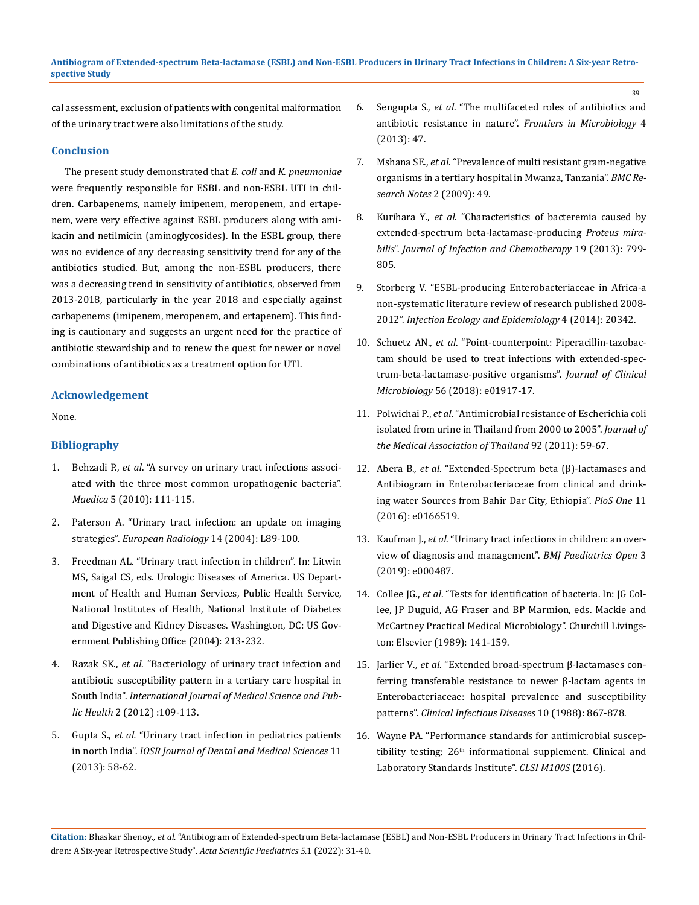cal assessment, exclusion of patients with congenital malformation of the urinary tract were also limitations of the study.

## Conclusion

The present study demonstrated that *E. coli* and *K. pneumoniae* were frequently responsible for ESBL and non-ESBL UTI in children. Carbapenems, namely imipenem, meropenem, and ertapenem, were very effective against ESBL producers along with amikacin and netilmicin (aminoglycosides). In the ESBL group, there was no evidence of any decreasing sensitivity trend for any of the antibiotics studied. But, among the non-ESBL producers, there was a decreasing trend in sensitivity of antibiotics, observed from 2013-2018, particularly in the year 2018 and especially against carbapenems (imipenem, meropenem, and ertapenem). This finding is cautionary and suggests an urgent need for the practice of antibiotic stewardship and to renew the quest for newer or novel combinations of antibiotics as a treatment option for UTI.

## Acknowledgement

None.

## Bibliography

1. Behzadi P., *et al*. "A survey on urinary tract infections associated with the three most common uropathogenic bacteria". *Maedica* 5 (2010): 111-115.
2. Paterson A. "Urinary tract infection: an update on imaging strategies". *European Radiology* 14 (2004): L89-100.
3. Freedman AL. "Urinary tract infection in children". In: Litwin MS, Saigal CS, eds. Urologic Diseases of America. US Department of Health and Human Services, Public Health Service, National Institutes of Health, National Institute of Diabetes and Digestive and Kidney Diseases. Washington, DC: US Government Publishing Office (2004): 213-232.
4. Razak SK., *et al*. "Bacteriology of urinary tract infection and antibiotic susceptibility pattern in a tertiary care hospital in South India". *International Journal of Medical Science and Public Health* 2 (2012) :109-113.
5. Gupta S., *et al.* "Urinary tract infection in pediatrics patients in north India". *IOSR Journal of Dental and Medical Sciences* 11 (2013): 58-62.
6. Sengupta S., *et al*. "The multifaceted roles of antibiotics and antibiotic resistance in nature". *Frontiers in Microbiology* 4 (2013): 47.
7. Mshana SE., *et al*. "Prevalence of multi resistant gram-negative organisms in a tertiary hospital in Mwanza, Tanzania". *BMC Research Notes* 2 (2009): 49.
8. Kurihara Y., *et al*. "Characteristics of bacteremia caused by extended-spectrum beta-lactamase-producing *Proteus mirabilis*". *Journal of Infection and Chemotherapy* 19 (2013): 799-805.
9. Storberg V. "ESBL-producing Enterobacteriaceae in Africa-a non-systematic literature review of research published 2008-2012". *Infection Ecology and Epidemiology* 4 (2014): 20342.
10. Schuetz AN., *et al*. "Point-counterpoint: Piperacillin-tazobactam should be used to treat infections with extended-spectrum-beta-lactamase-positive organisms". *Journal of Clinical Microbiology* 56 (2018): e01917-17.
11. Polwichai P., *et al*. "Antimicrobial resistance of Escherichia coli isolated from urine in Thailand from 2000 to 2005". *Journal of the Medical Association of Thailand* 92 (2011): 59-67.
12. Abera B., *et al*. "Extended-Spectrum beta (β)-lactamases and Antibiogram in Enterobacteriaceae from clinical and drinking water Sources from Bahir Dar City, Ethiopia". *PloS One* 11 (2016): e0166519.
13. Kaufman J., *et al*. "Urinary tract infections in children: an overview of diagnosis and management". *BMJ Paediatrics Open* 3 (2019): e000487.
14. Collee JG., *et al*. "Tests for identification of bacteria. In: JG Collee, JP Duguid, AG Fraser and BP Marmion, eds. Mackie and McCartney Practical Medical Microbiology". Churchill Livingston: Elsevier (1989): 141-159.
15. Jarlier V., *et al*. "Extended broad-spectrum β-lactamases conferring transferable resistance to newer β-lactam agents in Enterobacteriaceae: hospital prevalence and susceptibility patterns". *Clinical Infectious Diseases* 10 (1988): 867-878.
16. Wayne PA. "Performance standards for antimicrobial susceptibility testing; 26th informational supplement. Clinical and Laboratory Standards Institute". *CLSI M100S* (2016).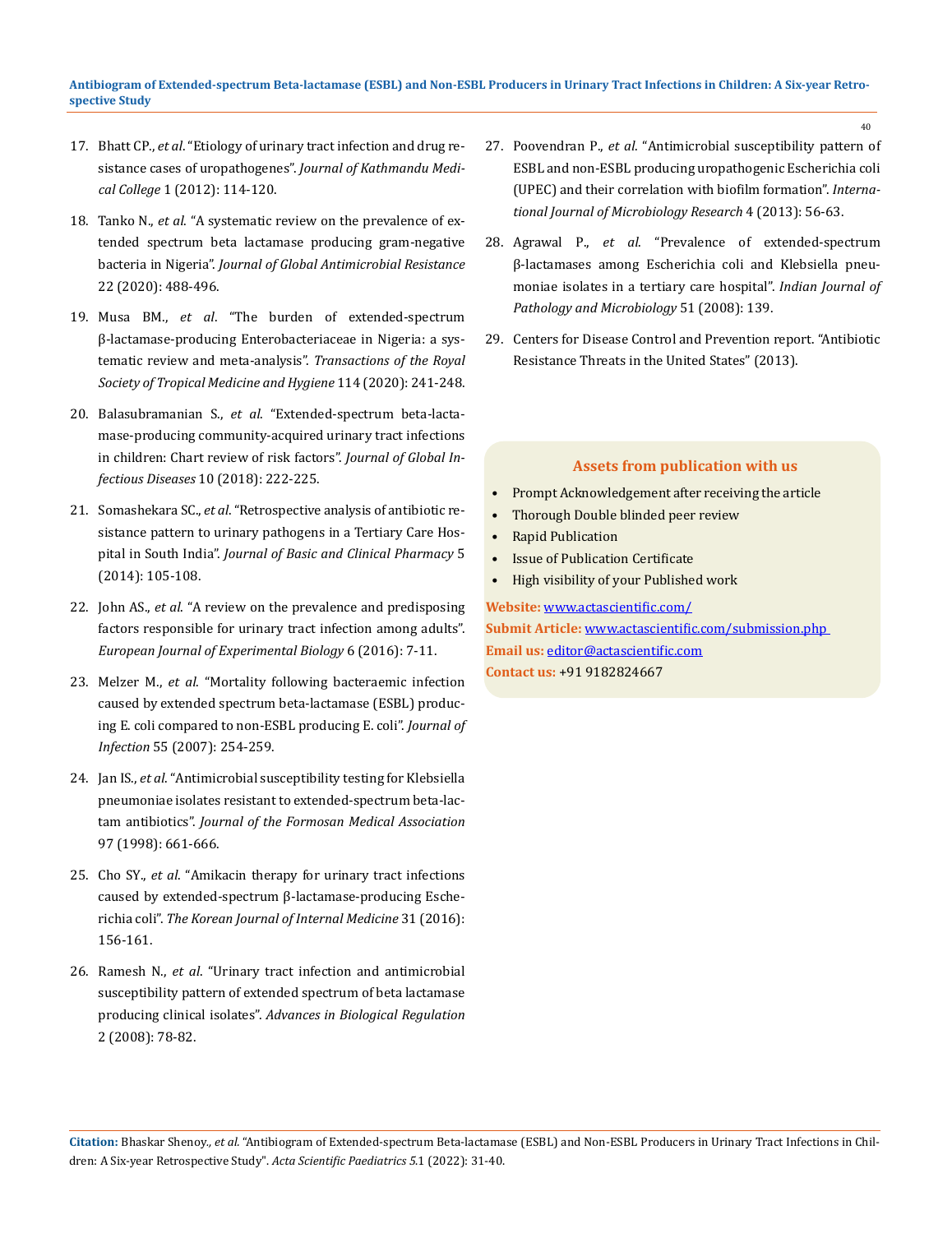17. Bhatt CP., *et al*. "Etiology of urinary tract infection and drug resistance cases of uropathogenes". *Journal of Kathmandu Medical College* 1 (2012): 114-120.

18. Tanko N., *et al*. "A systematic review on the prevalence of extended spectrum beta lactamase producing gram-negative bacteria in Nigeria". *Journal of Global Antimicrobial Resistance* 22 (2020): 488-496.

19. Musa BM., *et al*. "The burden of extended-spectrum β-lactamase-producing Enterobacteriaceae in Nigeria: a systematic review and meta-analysis". *Transactions of the Royal Society of Tropical Medicine and Hygiene* 114 (2020): 241-248.

20. Balasubramanian S., *et al*. "Extended-spectrum beta-lactamase-producing community-acquired urinary tract infections in children: Chart review of risk factors". *Journal of Global Infectious Diseases* 10 (2018): 222-225.

21. Somashekara SC., *et al*. "Retrospective analysis of antibiotic resistance pattern to urinary pathogens in a Tertiary Care Hospital in South India". *Journal of Basic and Clinical Pharmacy* 5 (2014): 105-108.

22. John AS., *et al*. "A review on the prevalence and predisposing factors responsible for urinary tract infection among adults". *European Journal of Experimental Biology* 6 (2016): 7-11.

23. Melzer M., *et al*. "Mortality following bacteraemic infection caused by extended spectrum beta-lactamase (ESBL) producing E. coli compared to non-ESBL producing E. coli". *Journal of Infection* 55 (2007): 254-259.

24. Jan IS., *et al*. "Antimicrobial susceptibility testing for Klebsiella pneumoniae isolates resistant to extended-spectrum beta-lactam antibiotics". *Journal of the Formosan Medical Association* 97 (1998): 661-666.

25. Cho SY., *et al*. "Amikacin therapy for urinary tract infections caused by extended-spectrum β-lactamase-producing Escherichia coli". *The Korean Journal of Internal Medicine* 31 (2016): 156-161.

26. Ramesh N., *et al*. "Urinary tract infection and antimicrobial susceptibility pattern of extended spectrum of beta lactamase producing clinical isolates". *Advances in Biological Regulation* 2 (2008): 78-82.

27. Poovendran P., *et al*. "Antimicrobial susceptibility pattern of ESBL and non-ESBL producing uropathogenic Escherichia coli (UPEC) and their correlation with biofilm formation". *International Journal of Microbiology Research* 4 (2013): 56-63.

28. Agrawal P., *et al*. "Prevalence of extended-spectrum β-lactamases among Escherichia coli and Klebsiella pneumoniae isolates in a tertiary care hospital". *Indian Journal of Pathology and Microbiology* 51 (2008): 139.

29. Centers for Disease Control and Prevention report. "Antibiotic Resistance Threats in the United States" (2013).

**Assets from publication with us**

- Prompt Acknowledgement after receiving the article
- Thorough Double blinded peer review
- Rapid Publication
- Issue of Publication Certificate
- High visibility of your Published work

**Website:** www.actascientific.com/
**Submit Article:** www.actascientific.com/submission.php
**Email us:** editor@actascientific.com
**Contact us:** +91 9182824667